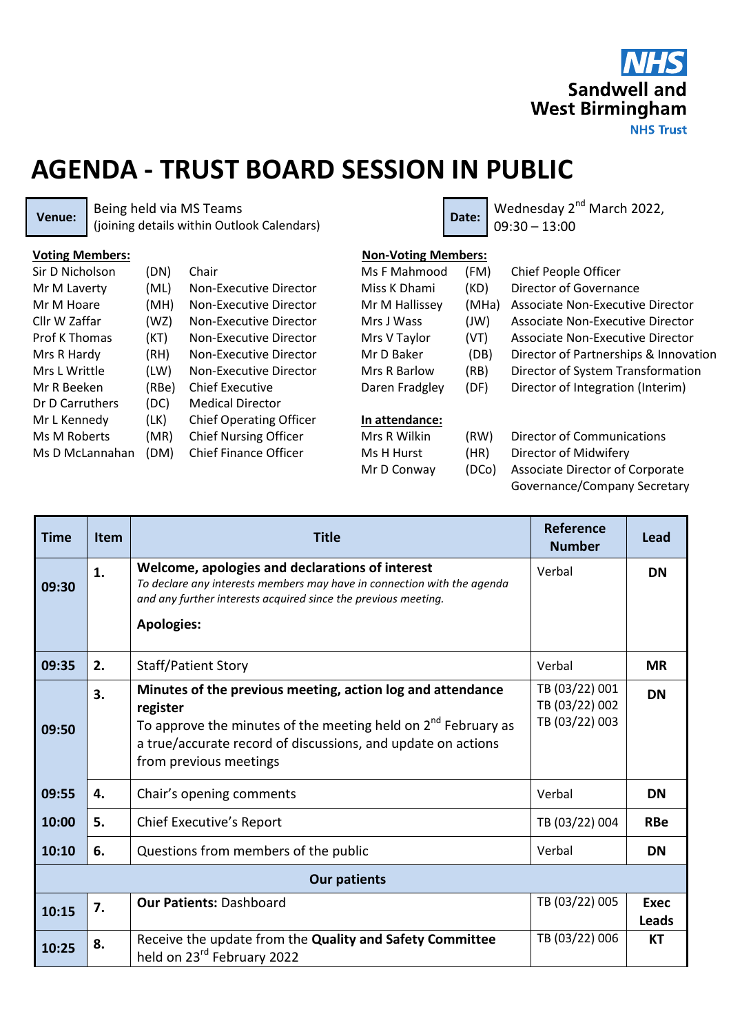NHS Sandwell and West Birmingham NHS Trust

# AGENDA - TRUST BOARD SESSION IN PUBLIC

| **Venue:** | Being held via MS Teams (joining details within Outlook Calendars) | **Date:** | Wednesday 2nd March 2022, 09:30 – 13:00 |
|---|---|---|---|

**Voting Members:**

| Name | Initials | Role |
|---|---|---|
| Sir D Nicholson | (DN) | Chair |
| Mr M Laverty | (ML) | Non-Executive Director |
| Mr M Hoare | (MH) | Non-Executive Director |
| Cllr W Zaffar | (WZ) | Non-Executive Director |
| Prof K Thomas | (KT) | Non-Executive Director |
| Mrs R Hardy | (RH) | Non-Executive Director |
| Mrs L Writtle | (LW) | Non-Executive Director |
| Mr R Beeken | (RBe) | Chief Executive |
| Dr D Carruthers | (DC) | Medical Director |
| Mr L Kennedy | (LK) | Chief Operating Officer |
| Ms M Roberts | (MR) | Chief Nursing Officer |
| Ms D McLannahan | (DM) | Chief Finance Officer |

**Non-Voting Members:**

| Name | Initials | Role |
|---|---|---|
| Ms F Mahmood | (FM) | Chief People Officer |
| Miss K Dhami | (KD) | Director of Governance |
| Mr M Hallissey | (MHa) | Associate Non-Executive Director |
| Mrs J Wass | (JW) | Associate Non-Executive Director |
| Mrs V Taylor | (VT) | Associate Non-Executive Director |
| Mr D Baker | (DB) | Director of Partnerships & Innovation |
| Mrs R Barlow | (RB) | Director of System Transformation |
| Daren Fradgley | (DF) | Director of Integration (Interim) |

**In attendance:**

| Name | Initials | Role |
|---|---|---|
| Mrs R Wilkin | (RW) | Director of Communications |
| Ms H Hurst | (HR) | Director of Midwifery |
| Mr D Conway | (DCo) | Associate Director of Corporate Governance/Company Secretary |

| Time | Item | Title | Reference Number | Lead |
|---|---|---|---|---|
| 09:30 | 1. | **Welcome, apologies and declarations of interest**<br>*To declare any interests members may have in connection with the agenda and any further interests acquired since the previous meeting.*<br>**Apologies:** | Verbal | **DN** |
| 09:35 | 2. | Staff/Patient Story | Verbal | **MR** |
| 09:50 | 3. | **Minutes of the previous meeting, action log and attendance register**<br>To approve the minutes of the meeting held on 2nd February as a true/accurate record of discussions, and update on actions from previous meetings | TB (03/22) 001<br>TB (03/22) 002<br>TB (03/22) 003 | **DN** |
| 09:55 | 4. | Chair's opening comments | Verbal | **DN** |
| 10:00 | 5. | Chief Executive's Report | TB (03/22) 004 | **RBe** |
| 10:10 | 6. | Questions from members of the public | Verbal | **DN** |
| | | **Our patients** | | |
| 10:15 | 7. | **Our Patients:** Dashboard | TB (03/22) 005 | **Exec Leads** |
| 10:25 | 8. | Receive the update from the **Quality and Safety Committee** held on 23rd February 2022 | TB (03/22) 006 | **KT** |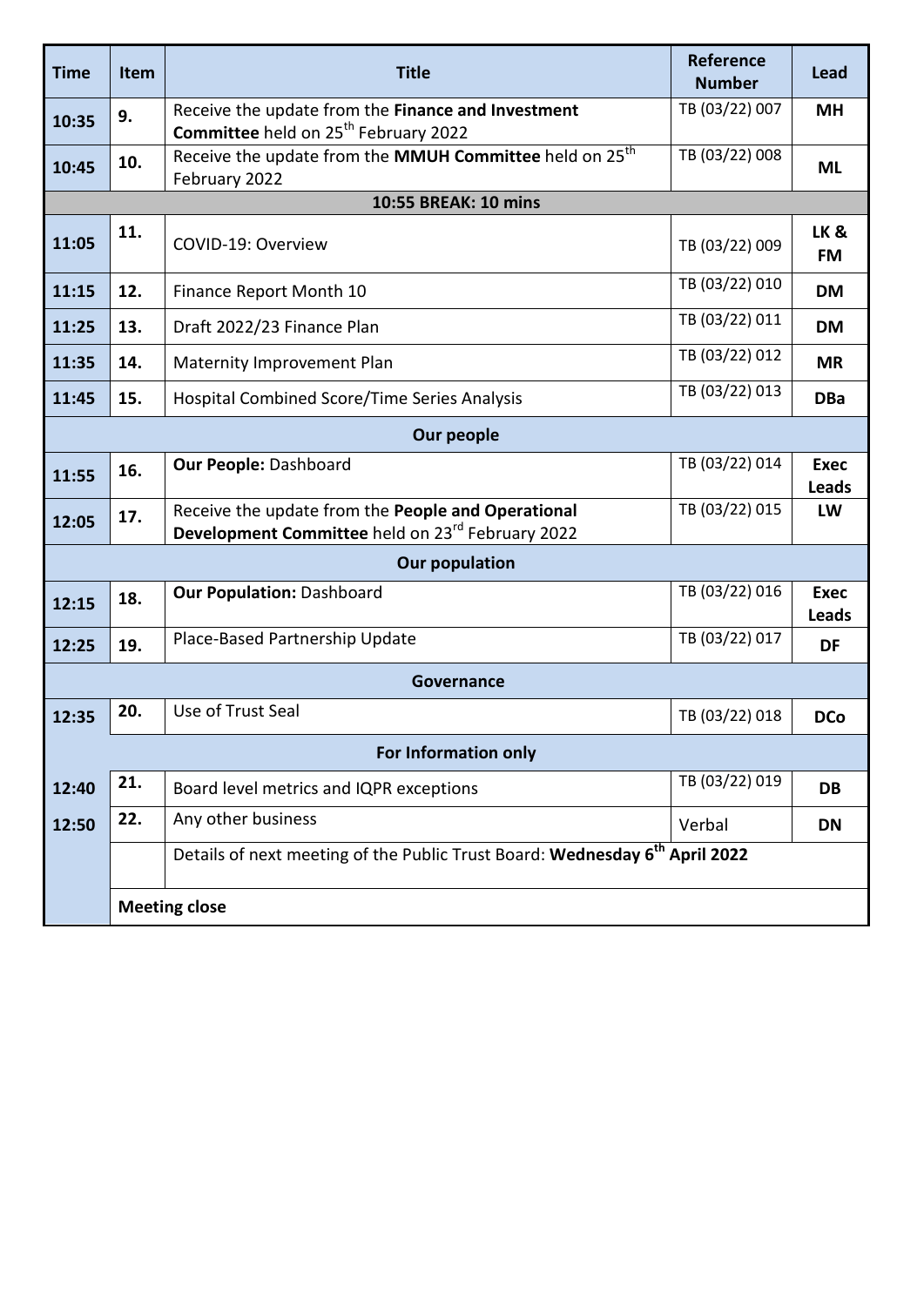| Time | Item | Title | Reference Number | Lead |
|---|---|---|---|---|
| 10:35 | 9. | Receive the update from the **Finance and Investment Committee** held on 25th February 2022 | TB (03/22) 007 | **MH** |
| 10:45 | 10. | Receive the update from the **MMUH Committee** held on 25th February 2022 | TB (03/22) 008 | **ML** |
| | | **10:55 BREAK: 10 mins** | | |
| 11:05 | 11. | COVID-19: Overview | TB (03/22) 009 | **LK & FM** |
| 11:15 | 12. | Finance Report Month 10 | TB (03/22) 010 | **DM** |
| 11:25 | 13. | Draft 2022/23 Finance Plan | TB (03/22) 011 | **DM** |
| 11:35 | 14. | Maternity Improvement Plan | TB (03/22) 012 | **MR** |
| 11:45 | 15. | Hospital Combined Score/Time Series Analysis | TB (03/22) 013 | **DBa** |
| | | **Our people** | | |
| 11:55 | 16. | **Our People:** Dashboard | TB (03/22) 014 | **Exec Leads** |
| 12:05 | 17. | Receive the update from the **People and Operational Development Committee** held on 23rd February 2022 | TB (03/22) 015 | **LW** |
| | | **Our population** | | |
| 12:15 | 18. | **Our Population:** Dashboard | TB (03/22) 016 | **Exec Leads** |
| 12:25 | 19. | Place-Based Partnership Update | TB (03/22) 017 | **DF** |
| | | **Governance** | | |
| 12:35 | 20. | Use of Trust Seal | TB (03/22) 018 | **DCo** |
| | | **For Information only** | | |
| 12:40 | 21. | Board level metrics and IQPR exceptions | TB (03/22) 019 | **DB** |
| 12:50 | 22. | Any other business | Verbal | **DN** |
| | | Details of next meeting of the Public Trust Board: **Wednesday 6th April 2022** | | |
| | **Meeting close** | | | |